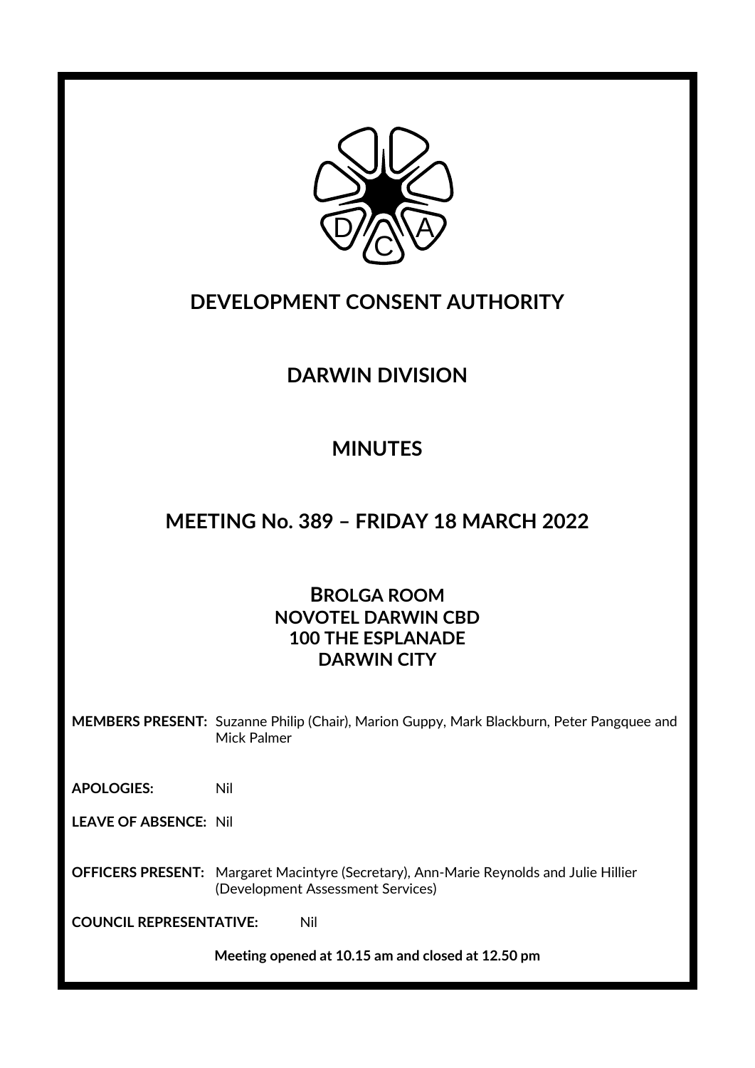# DEVELOPMENT CONSENT AUTHORITY

## DARWIN DIVISION

## MINUTES

## MEETING No. 389 – FRIDAY 18 MARCH 2022

**BROLGA ROOM**
**NOVOTEL DARWIN CBD**
**100 THE ESPLANADE**
**DARWIN CITY**

**MEMBERS PRESENT:** Suzanne Philip (Chair), Marion Guppy, Mark Blackburn, Peter Pangquee and Mick Palmer

**APOLOGIES:** Nil

**LEAVE OF ABSENCE:** Nil

**OFFICERS PRESENT:** Margaret Macintyre (Secretary), Ann-Marie Reynolds and Julie Hillier (Development Assessment Services)

**COUNCIL REPRESENTATIVE:** Nil

**Meeting opened at 10.15 am and closed at 12.50 pm**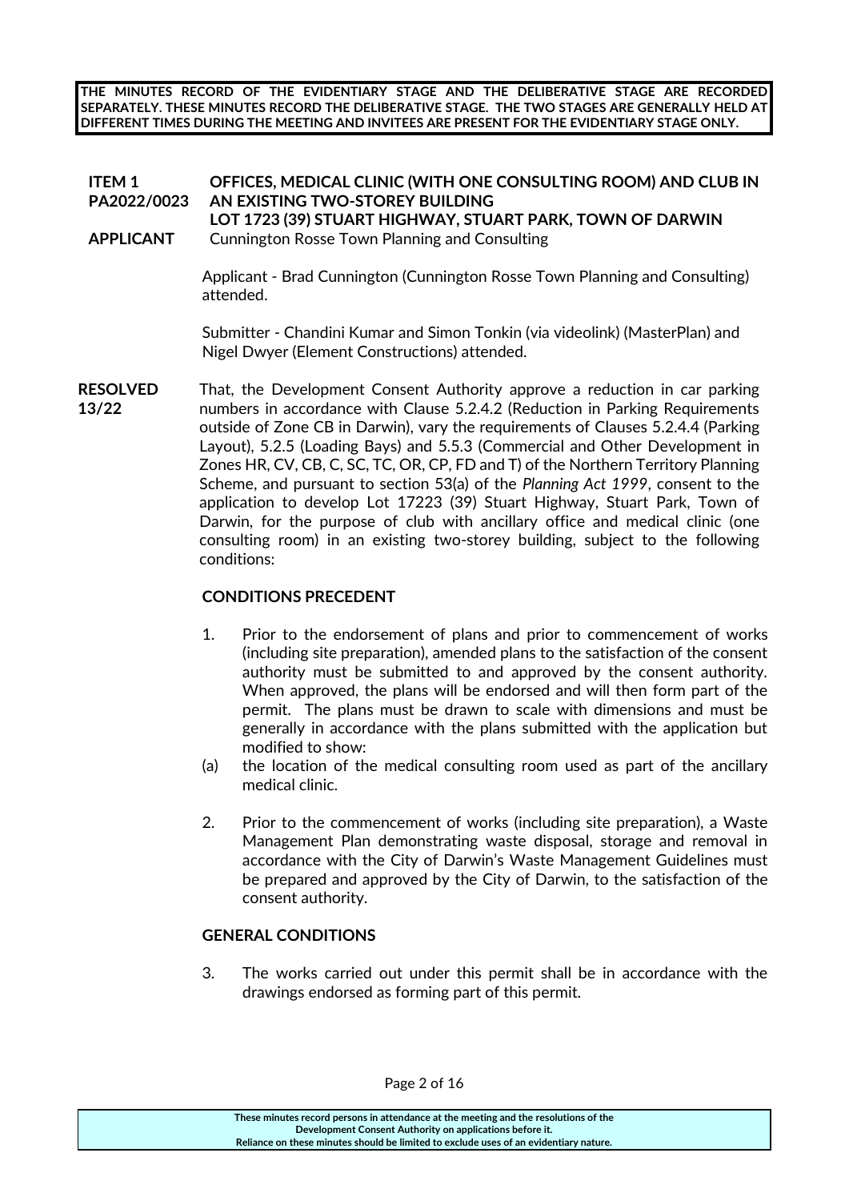**THE MINUTES RECORD OF THE EVIDENTIARY STAGE AND THE DELIBERATIVE STAGE ARE RECORDED SEPARATELY. THESE MINUTES RECORD THE DELIBERATIVE STAGE. THE TWO STAGES ARE GENERALLY HELD AT DIFFERENT TIMES DURING THE MEETING AND INVITEES ARE PRESENT FOR THE EVIDENTIARY STAGE ONLY.**

**ITEM 1 PA2022/0023** **OFFICES, MEDICAL CLINIC (WITH ONE CONSULTING ROOM) AND CLUB IN AN EXISTING TWO-STOREY BUILDING**
**LOT 1723 (39) STUART HIGHWAY, STUART PARK, TOWN OF DARWIN**

**APPLICANT** Cunnington Rosse Town Planning and Consulting

Applicant - Brad Cunnington (Cunnington Rosse Town Planning and Consulting) attended.

Submitter - Chandini Kumar and Simon Tonkin (via videolink) (MasterPlan) and Nigel Dwyer (Element Constructions) attended.

**RESOLVED 13/22** That, the Development Consent Authority approve a reduction in car parking numbers in accordance with Clause 5.2.4.2 (Reduction in Parking Requirements outside of Zone CB in Darwin), vary the requirements of Clauses 5.2.4.4 (Parking Layout), 5.2.5 (Loading Bays) and 5.5.3 (Commercial and Other Development in Zones HR, CV, CB, C, SC, TC, OR, CP, FD and T) of the Northern Territory Planning Scheme, and pursuant to section 53(a) of the *Planning Act 1999*, consent to the application to develop Lot 17223 (39) Stuart Highway, Stuart Park, Town of Darwin, for the purpose of club with ancillary office and medical clinic (one consulting room) in an existing two-storey building, subject to the following conditions:

**CONDITIONS PRECEDENT**

1. Prior to the endorsement of plans and prior to commencement of works (including site preparation), amended plans to the satisfaction of the consent authority must be submitted to and approved by the consent authority. When approved, the plans will be endorsed and will then form part of the permit. The plans must be drawn to scale with dimensions and must be generally in accordance with the plans submitted with the application but modified to show:

(a) the location of the medical consulting room used as part of the ancillary medical clinic.

2. Prior to the commencement of works (including site preparation), a Waste Management Plan demonstrating waste disposal, storage and removal in accordance with the City of Darwin's Waste Management Guidelines must be prepared and approved by the City of Darwin, to the satisfaction of the consent authority.

**GENERAL CONDITIONS**

3. The works carried out under this permit shall be in accordance with the drawings endorsed as forming part of this permit.

These minutes record persons in attendance at the meeting and the resolutions of the Development Consent Authority on applications before it.
Reliance on these minutes should be limited to exclude uses of an evidentiary nature.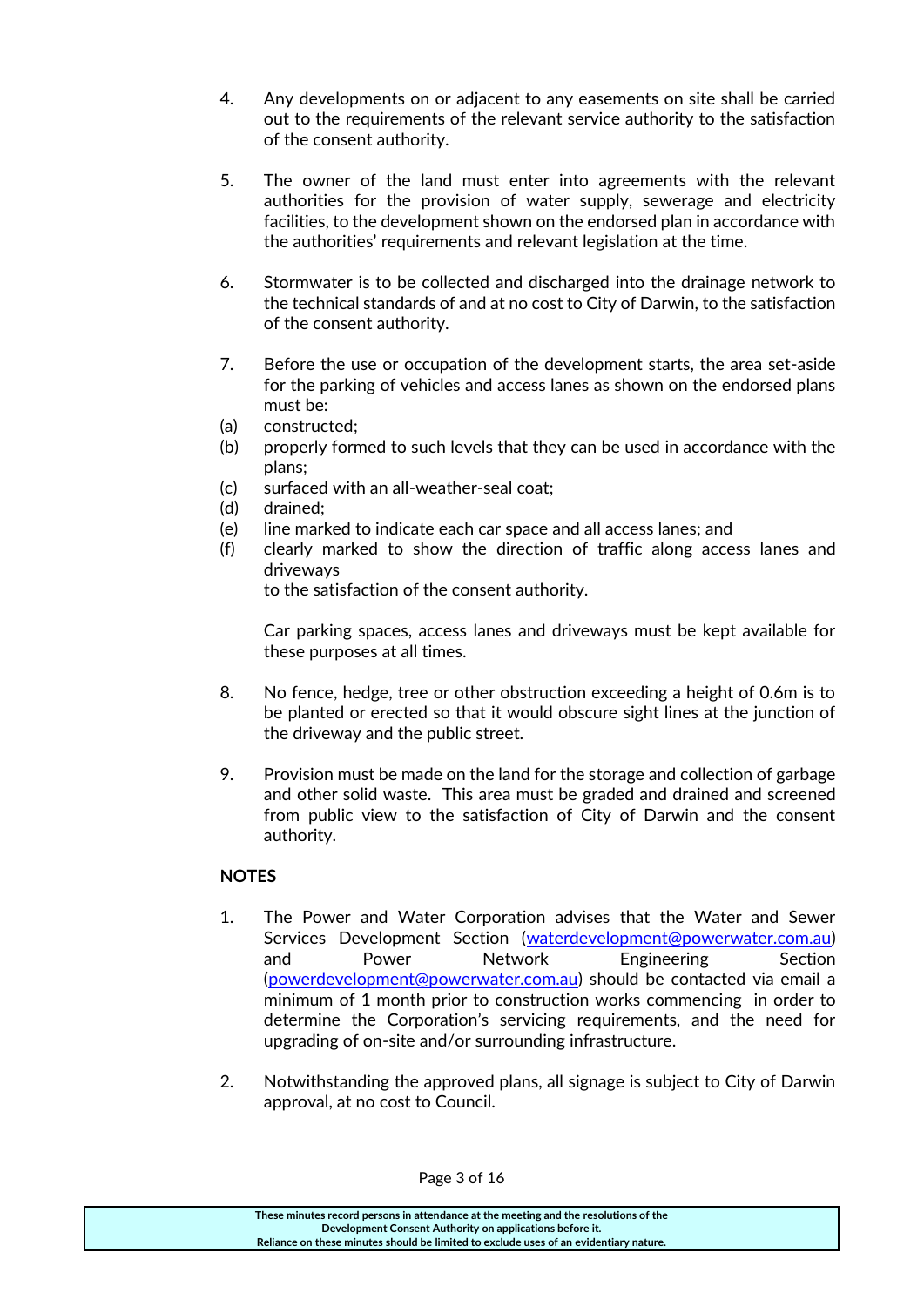4. Any developments on or adjacent to any easements on site shall be carried out to the requirements of the relevant service authority to the satisfaction of the consent authority.

5. The owner of the land must enter into agreements with the relevant authorities for the provision of water supply, sewerage and electricity facilities, to the development shown on the endorsed plan in accordance with the authorities' requirements and relevant legislation at the time.

6. Stormwater is to be collected and discharged into the drainage network to the technical standards of and at no cost to City of Darwin, to the satisfaction of the consent authority.

7. Before the use or occupation of the development starts, the area set-aside for the parking of vehicles and access lanes as shown on the endorsed plans must be:

   (a) constructed;
   (b) properly formed to such levels that they can be used in accordance with the plans;
   (c) surfaced with an all-weather-seal coat;
   (d) drained;
   (e) line marked to indicate each car space and all access lanes; and
   (f) clearly marked to show the direction of traffic along access lanes and driveways

   to the satisfaction of the consent authority.

   Car parking spaces, access lanes and driveways must be kept available for these purposes at all times.

8. No fence, hedge, tree or other obstruction exceeding a height of 0.6m is to be planted or erected so that it would obscure sight lines at the junction of the driveway and the public street.

9. Provision must be made on the land for the storage and collection of garbage and other solid waste. This area must be graded and drained and screened from public view to the satisfaction of City of Darwin and the consent authority.

**NOTES**

1. The Power and Water Corporation advises that the Water and Sewer Services Development Section (waterdevelopment@powerwater.com.au) and Power Network Engineering Section (powerdevelopment@powerwater.com.au) should be contacted via email a minimum of 1 month prior to construction works commencing in order to determine the Corporation's servicing requirements, and the need for upgrading of on-site and/or surrounding infrastructure.

2. Notwithstanding the approved plans, all signage is subject to City of Darwin approval, at no cost to Council.

These minutes record persons in attendance at the meeting and the resolutions of the Development Consent Authority on applications before it.
Reliance on these minutes should be limited to exclude uses of an evidentiary nature.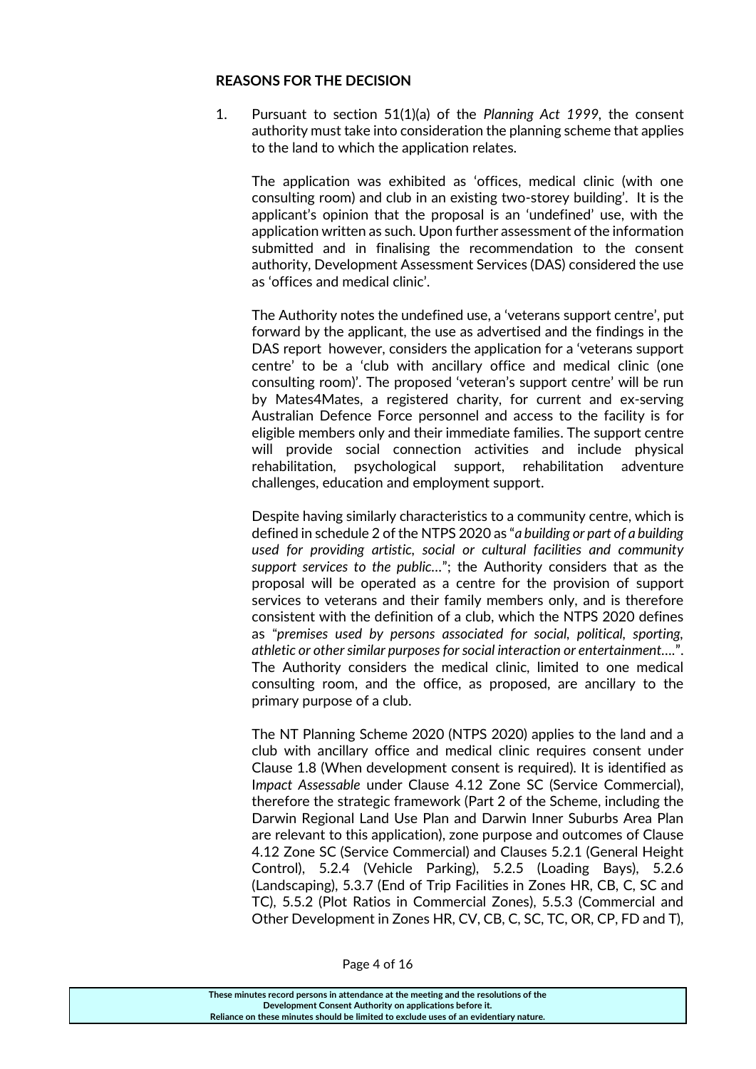**REASONS FOR THE DECISION**

1. Pursuant to section 51(1)(a) of the *Planning Act 1999*, the consent authority must take into consideration the planning scheme that applies to the land to which the application relates.

   The application was exhibited as 'offices, medical clinic (with one consulting room) and club in an existing two-storey building'. It is the applicant's opinion that the proposal is an 'undefined' use, with the application written as such. Upon further assessment of the information submitted and in finalising the recommendation to the consent authority, Development Assessment Services (DAS) considered the use as 'offices and medical clinic'.

   The Authority notes the undefined use, a 'veterans support centre', put forward by the applicant, the use as advertised and the findings in the DAS report however, considers the application for a 'veterans support centre' to be a 'club with ancillary office and medical clinic (one consulting room)'. The proposed 'veteran's support centre' will be run by Mates4Mates, a registered charity, for current and ex-serving Australian Defence Force personnel and access to the facility is for eligible members only and their immediate families. The support centre will provide social connection activities and include physical rehabilitation, psychological support, rehabilitation adventure challenges, education and employment support.

   Despite having similarly characteristics to a community centre, which is defined in schedule 2 of the NTPS 2020 as "*a building or part of a building used for providing artistic, social or cultural facilities and community support services to the public…*"; the Authority considers that as the proposal will be operated as a centre for the provision of support services to veterans and their family members only, and is therefore consistent with the definition of a club, which the NTPS 2020 defines as "*premises used by persons associated for social, political, sporting, athletic or other similar purposes for social interaction or entertainment….*". The Authority considers the medical clinic, limited to one medical consulting room, and the office, as proposed, are ancillary to the primary purpose of a club.

   The NT Planning Scheme 2020 (NTPS 2020) applies to the land and a club with ancillary office and medical clinic requires consent under Clause 1.8 (When development consent is required). It is identified as I*mpact Assessable* under Clause 4.12 Zone SC (Service Commercial), therefore the strategic framework (Part 2 of the Scheme, including the Darwin Regional Land Use Plan and Darwin Inner Suburbs Area Plan are relevant to this application), zone purpose and outcomes of Clause 4.12 Zone SC (Service Commercial) and Clauses 5.2.1 (General Height Control), 5.2.4 (Vehicle Parking), 5.2.5 (Loading Bays), 5.2.6 (Landscaping), 5.3.7 (End of Trip Facilities in Zones HR, CB, C, SC and TC), 5.5.2 (Plot Ratios in Commercial Zones), 5.5.3 (Commercial and Other Development in Zones HR, CV, CB, C, SC, TC, OR, CP, FD and T),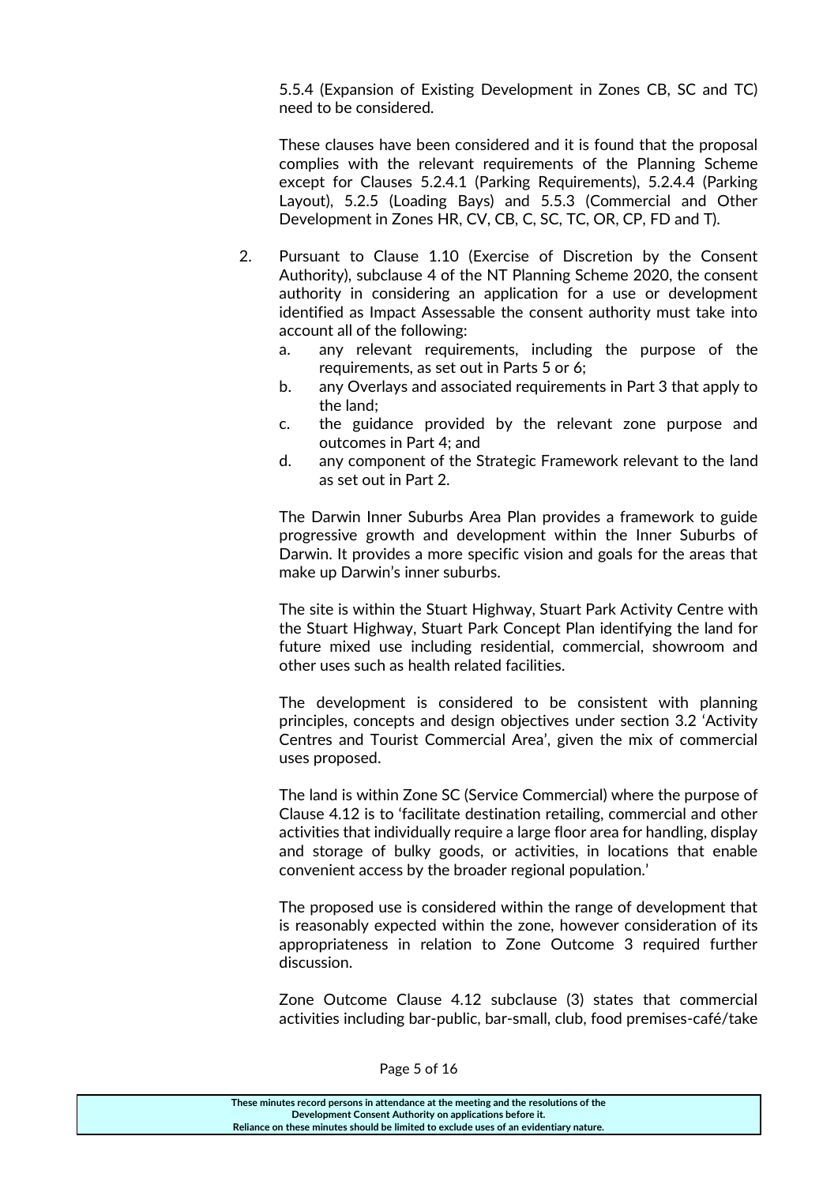5.5.4 (Expansion of Existing Development in Zones CB, SC and TC) need to be considered.

These clauses have been considered and it is found that the proposal complies with the relevant requirements of the Planning Scheme except for Clauses 5.2.4.1 (Parking Requirements), 5.2.4.4 (Parking Layout), 5.2.5 (Loading Bays) and 5.5.3 (Commercial and Other Development in Zones HR, CV, CB, C, SC, TC, OR, CP, FD and T).

2. Pursuant to Clause 1.10 (Exercise of Discretion by the Consent Authority), subclause 4 of the NT Planning Scheme 2020, the consent authority in considering an application for a use or development identified as Impact Assessable the consent authority must take into account all of the following:
   a. any relevant requirements, including the purpose of the requirements, as set out in Parts 5 or 6;
   b. any Overlays and associated requirements in Part 3 that apply to the land;
   c. the guidance provided by the relevant zone purpose and outcomes in Part 4; and
   d. any component of the Strategic Framework relevant to the land as set out in Part 2.

   The Darwin Inner Suburbs Area Plan provides a framework to guide progressive growth and development within the Inner Suburbs of Darwin. It provides a more specific vision and goals for the areas that make up Darwin's inner suburbs.

   The site is within the Stuart Highway, Stuart Park Activity Centre with the Stuart Highway, Stuart Park Concept Plan identifying the land for future mixed use including residential, commercial, showroom and other uses such as health related facilities.

   The development is considered to be consistent with planning principles, concepts and design objectives under section 3.2 'Activity Centres and Tourist Commercial Area', given the mix of commercial uses proposed.

   The land is within Zone SC (Service Commercial) where the purpose of Clause 4.12 is to 'facilitate destination retailing, commercial and other activities that individually require a large floor area for handling, display and storage of bulky goods, or activities, in locations that enable convenient access by the broader regional population.'

   The proposed use is considered within the range of development that is reasonably expected within the zone, however consideration of its appropriateness in relation to Zone Outcome 3 required further discussion.

   Zone Outcome Clause 4.12 subclause (3) states that commercial activities including bar-public, bar-small, club, food premises-café/take

These minutes record persons in attendance at the meeting and the resolutions of the Development Consent Authority on applications before it. Reliance on these minutes should be limited to exclude uses of an evidentiary nature.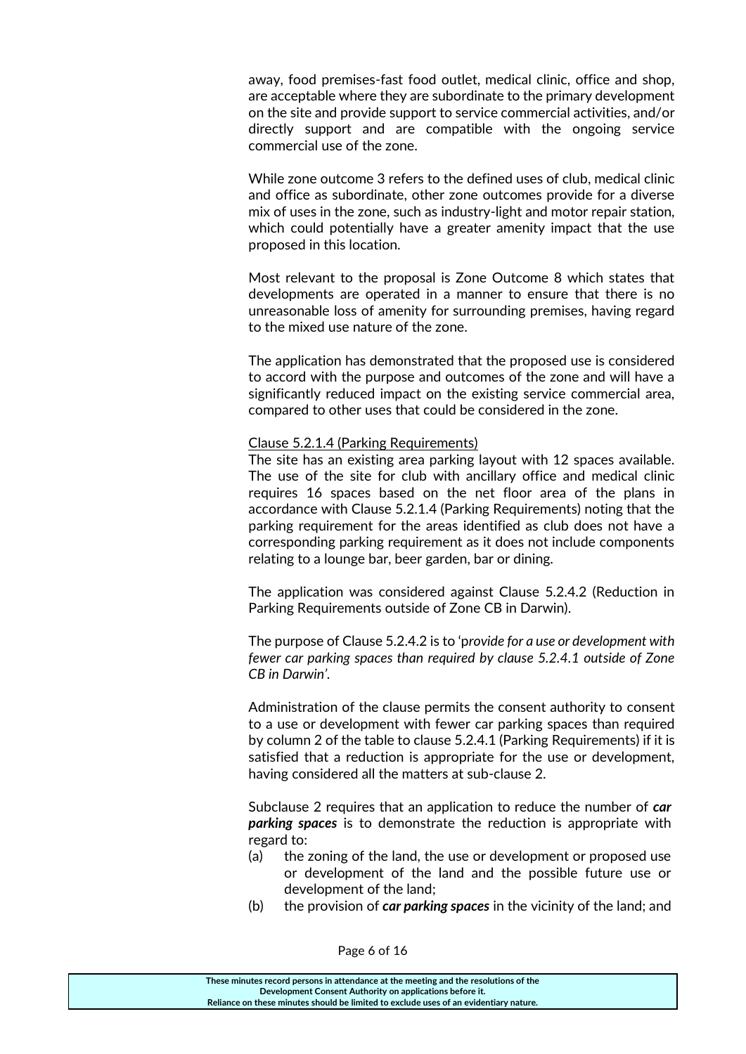away, food premises-fast food outlet, medical clinic, office and shop, are acceptable where they are subordinate to the primary development on the site and provide support to service commercial activities, and/or directly support and are compatible with the ongoing service commercial use of the zone.

While zone outcome 3 refers to the defined uses of club, medical clinic and office as subordinate, other zone outcomes provide for a diverse mix of uses in the zone, such as industry-light and motor repair station, which could potentially have a greater amenity impact that the use proposed in this location.

Most relevant to the proposal is Zone Outcome 8 which states that developments are operated in a manner to ensure that there is no unreasonable loss of amenity for surrounding premises, having regard to the mixed use nature of the zone.

The application has demonstrated that the proposed use is considered to accord with the purpose and outcomes of the zone and will have a significantly reduced impact on the existing service commercial area, compared to other uses that could be considered in the zone.

<u>Clause 5.2.1.4 (Parking Requirements)</u>
The site has an existing area parking layout with 12 spaces available. The use of the site for club with ancillary office and medical clinic requires 16 spaces based on the net floor area of the plans in accordance with Clause 5.2.1.4 (Parking Requirements) noting that the parking requirement for the areas identified as club does not have a corresponding parking requirement as it does not include components relating to a lounge bar, beer garden, bar or dining.

The application was considered against Clause 5.2.4.2 (Reduction in Parking Requirements outside of Zone CB in Darwin).

The purpose of Clause 5.2.4.2 is to 'p*rovide for a use or development with fewer car parking spaces than required by clause 5.2.4.1 outside of Zone CB in Darwin*'.

Administration of the clause permits the consent authority to consent to a use or development with fewer car parking spaces than required by column 2 of the table to clause 5.2.4.1 (Parking Requirements) if it is satisfied that a reduction is appropriate for the use or development, having considered all the matters at sub-clause 2.

Subclause 2 requires that an application to reduce the number of ***car parking spaces*** is to demonstrate the reduction is appropriate with regard to:

(a) the zoning of the land, the use or development or proposed use or development of the land and the possible future use or development of the land;
(b) the provision of ***car parking spaces*** in the vicinity of the land; and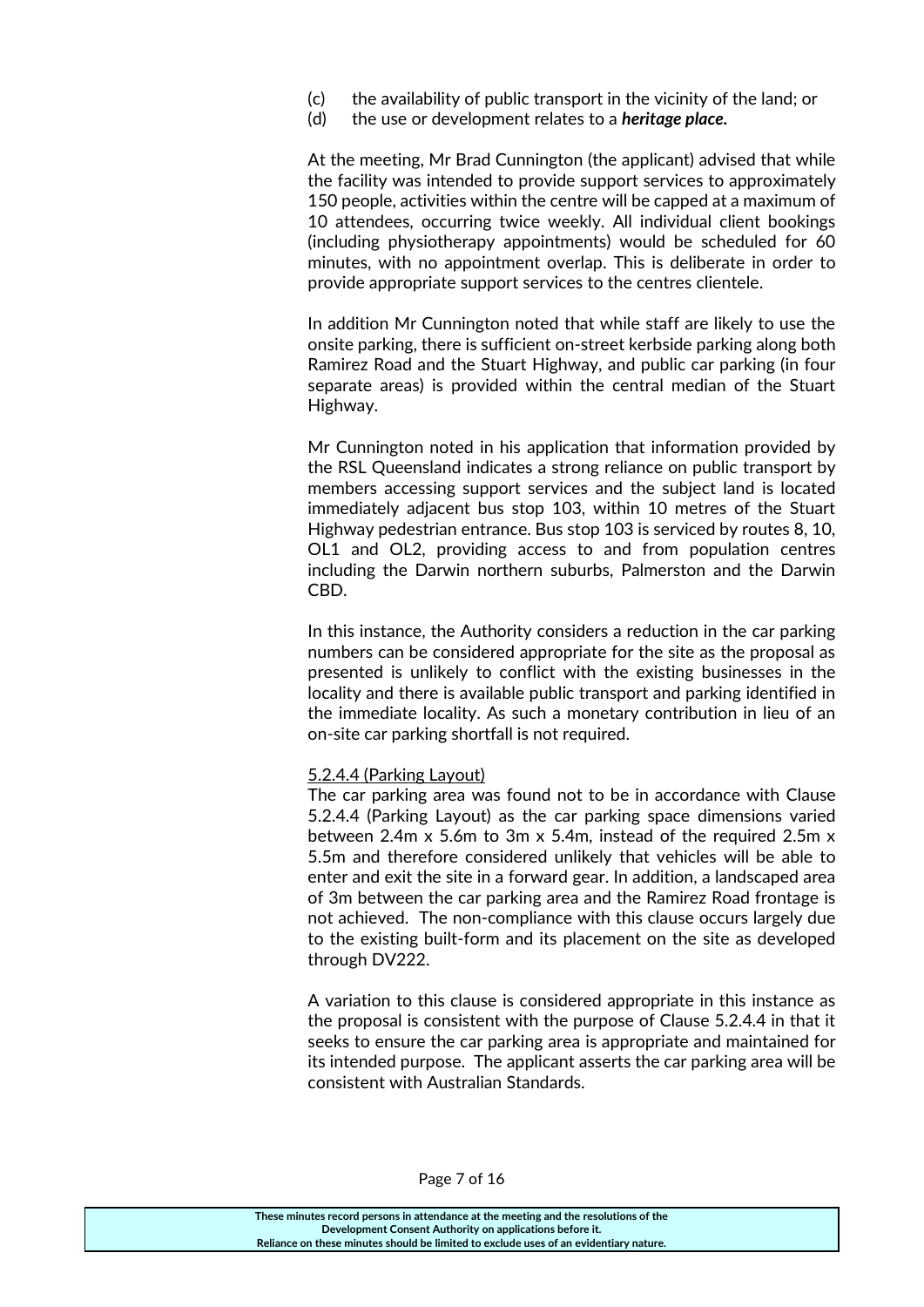(c) the availability of public transport in the vicinity of the land; or
(d) the use or development relates to a ***heritage place.***

At the meeting, Mr Brad Cunnington (the applicant) advised that while the facility was intended to provide support services to approximately 150 people, activities within the centre will be capped at a maximum of 10 attendees, occurring twice weekly. All individual client bookings (including physiotherapy appointments) would be scheduled for 60 minutes, with no appointment overlap. This is deliberate in order to provide appropriate support services to the centres clientele.

In addition Mr Cunnington noted that while staff are likely to use the onsite parking, there is sufficient on-street kerbside parking along both Ramirez Road and the Stuart Highway, and public car parking (in four separate areas) is provided within the central median of the Stuart Highway.

Mr Cunnington noted in his application that information provided by the RSL Queensland indicates a strong reliance on public transport by members accessing support services and the subject land is located immediately adjacent bus stop 103, within 10 metres of the Stuart Highway pedestrian entrance. Bus stop 103 is serviced by routes 8, 10, OL1 and OL2, providing access to and from population centres including the Darwin northern suburbs, Palmerston and the Darwin CBD.

In this instance, the Authority considers a reduction in the car parking numbers can be considered appropriate for the site as the proposal as presented is unlikely to conflict with the existing businesses in the locality and there is available public transport and parking identified in the immediate locality. As such a monetary contribution in lieu of an on-site car parking shortfall is not required.

<u>5.2.4.4 (Parking Layout)</u>

The car parking area was found not to be in accordance with Clause 5.2.4.4 (Parking Layout) as the car parking space dimensions varied between 2.4m x 5.6m to 3m x 5.4m, instead of the required 2.5m x 5.5m and therefore considered unlikely that vehicles will be able to enter and exit the site in a forward gear. In addition, a landscaped area of 3m between the car parking area and the Ramirez Road frontage is not achieved. The non-compliance with this clause occurs largely due to the existing built-form and its placement on the site as developed through DV222.

A variation to this clause is considered appropriate in this instance as the proposal is consistent with the purpose of Clause 5.2.4.4 in that it seeks to ensure the car parking area is appropriate and maintained for its intended purpose. The applicant asserts the car parking area will be consistent with Australian Standards.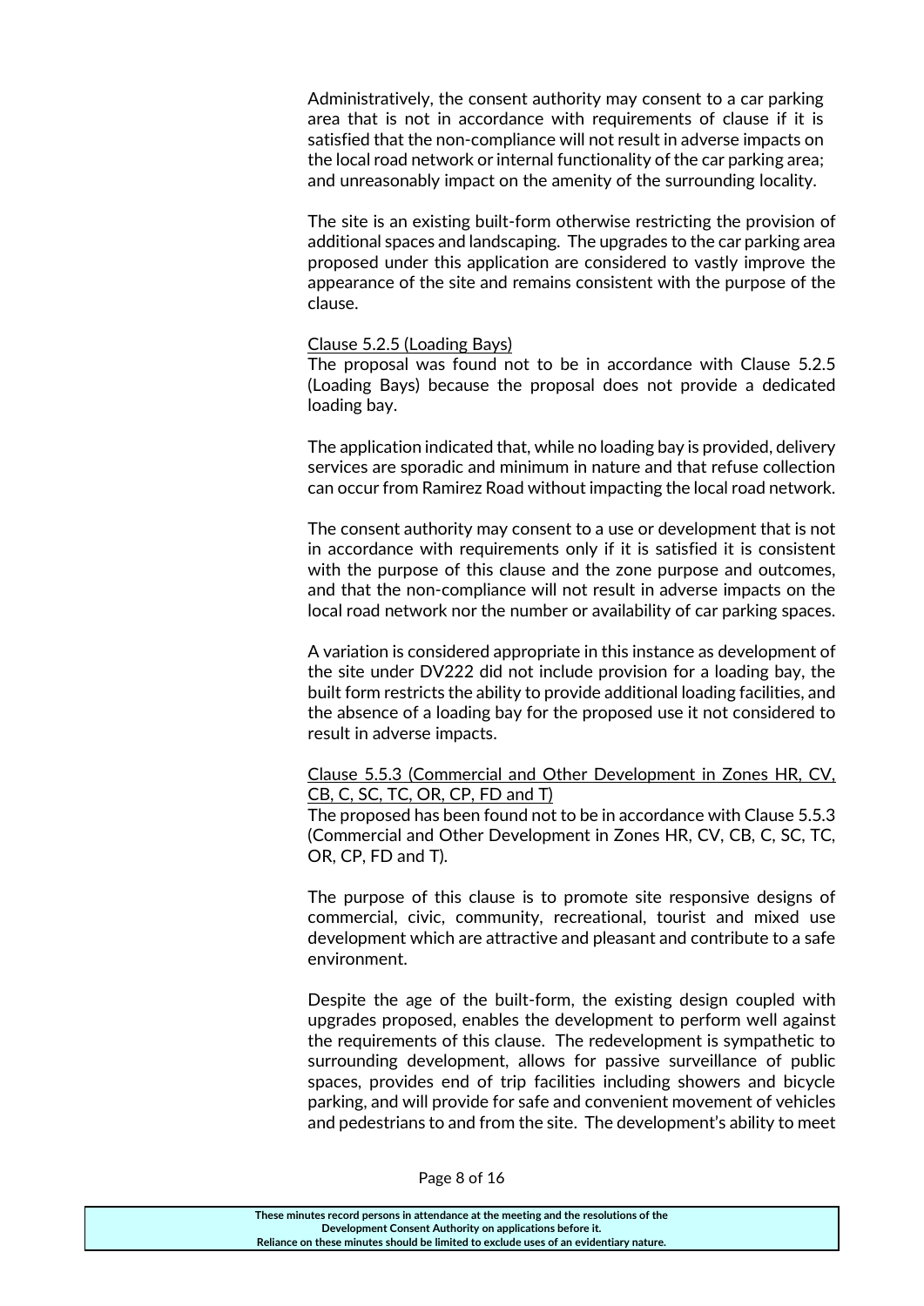Administratively, the consent authority may consent to a car parking area that is not in accordance with requirements of clause if it is satisfied that the non-compliance will not result in adverse impacts on the local road network or internal functionality of the car parking area; and unreasonably impact on the amenity of the surrounding locality.

The site is an existing built-form otherwise restricting the provision of additional spaces and landscaping. The upgrades to the car parking area proposed under this application are considered to vastly improve the appearance of the site and remains consistent with the purpose of the clause.

<u>Clause 5.2.5 (Loading Bays)</u>
The proposal was found not to be in accordance with Clause 5.2.5 (Loading Bays) because the proposal does not provide a dedicated loading bay.

The application indicated that, while no loading bay is provided, delivery services are sporadic and minimum in nature and that refuse collection can occur from Ramirez Road without impacting the local road network.

The consent authority may consent to a use or development that is not in accordance with requirements only if it is satisfied it is consistent with the purpose of this clause and the zone purpose and outcomes, and that the non-compliance will not result in adverse impacts on the local road network nor the number or availability of car parking spaces.

A variation is considered appropriate in this instance as development of the site under DV222 did not include provision for a loading bay, the built form restricts the ability to provide additional loading facilities, and the absence of a loading bay for the proposed use it not considered to result in adverse impacts.

<u>Clause 5.5.3 (Commercial and Other Development in Zones HR, CV, CB, C, SC, TC, OR, CP, FD and T)</u>
The proposed has been found not to be in accordance with Clause 5.5.3 (Commercial and Other Development in Zones HR, CV, CB, C, SC, TC, OR, CP, FD and T).

The purpose of this clause is to promote site responsive designs of commercial, civic, community, recreational, tourist and mixed use development which are attractive and pleasant and contribute to a safe environment.

Despite the age of the built-form, the existing design coupled with upgrades proposed, enables the development to perform well against the requirements of this clause. The redevelopment is sympathetic to surrounding development, allows for passive surveillance of public spaces, provides end of trip facilities including showers and bicycle parking, and will provide for safe and convenient movement of vehicles and pedestrians to and from the site. The development's ability to meet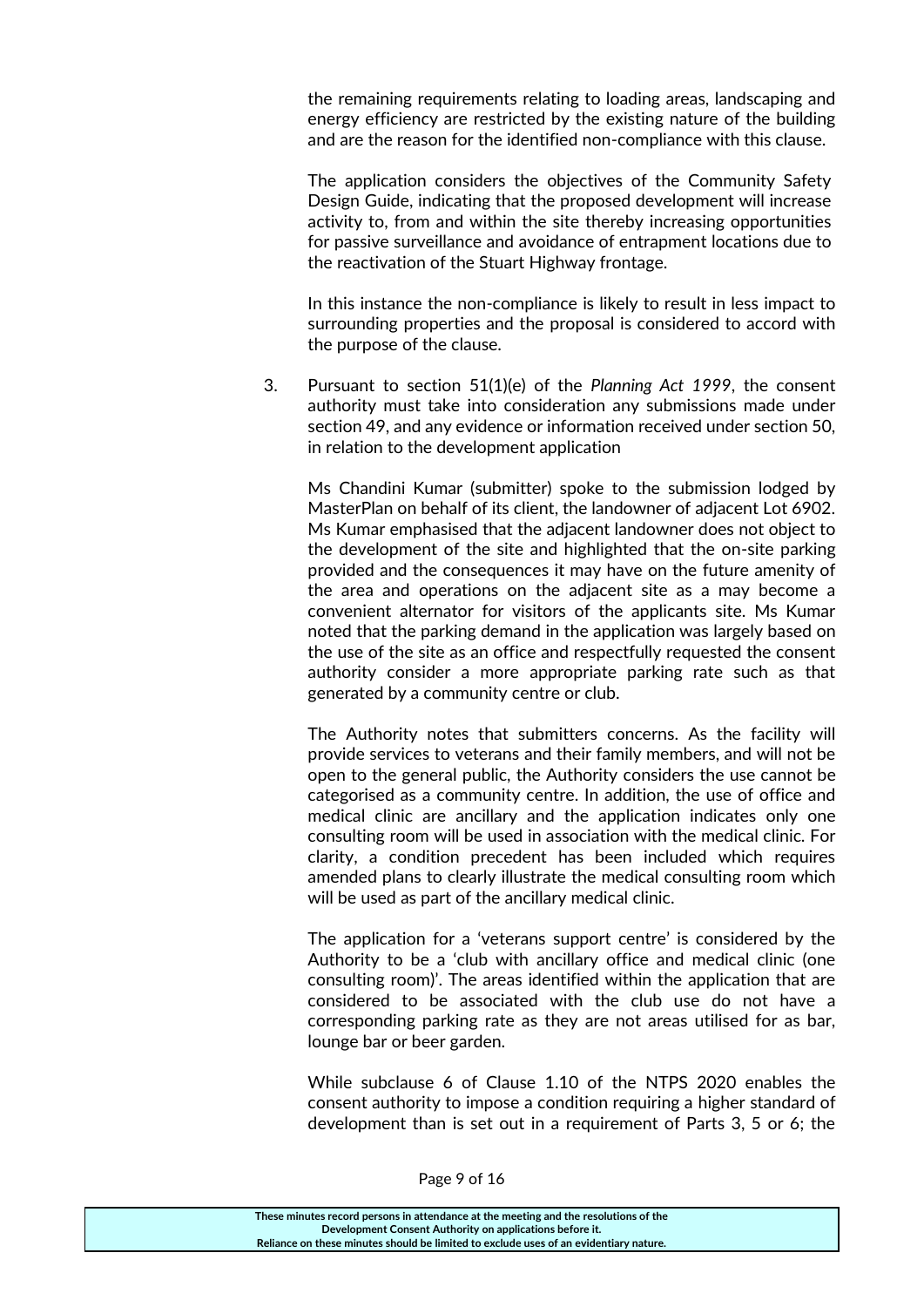the remaining requirements relating to loading areas, landscaping and energy efficiency are restricted by the existing nature of the building and are the reason for the identified non-compliance with this clause.

The application considers the objectives of the Community Safety Design Guide, indicating that the proposed development will increase activity to, from and within the site thereby increasing opportunities for passive surveillance and avoidance of entrapment locations due to the reactivation of the Stuart Highway frontage.

In this instance the non-compliance is likely to result in less impact to surrounding properties and the proposal is considered to accord with the purpose of the clause.

3. Pursuant to section 51(1)(e) of the *Planning Act 1999*, the consent authority must take into consideration any submissions made under section 49, and any evidence or information received under section 50, in relation to the development application

   Ms Chandini Kumar (submitter) spoke to the submission lodged by MasterPlan on behalf of its client, the landowner of adjacent Lot 6902. Ms Kumar emphasised that the adjacent landowner does not object to the development of the site and highlighted that the on-site parking provided and the consequences it may have on the future amenity of the area and operations on the adjacent site as a may become a convenient alternator for visitors of the applicants site. Ms Kumar noted that the parking demand in the application was largely based on the use of the site as an office and respectfully requested the consent authority consider a more appropriate parking rate such as that generated by a community centre or club.

   The Authority notes that submitters concerns. As the facility will provide services to veterans and their family members, and will not be open to the general public, the Authority considers the use cannot be categorised as a community centre. In addition, the use of office and medical clinic are ancillary and the application indicates only one consulting room will be used in association with the medical clinic. For clarity, a condition precedent has been included which requires amended plans to clearly illustrate the medical consulting room which will be used as part of the ancillary medical clinic.

   The application for a 'veterans support centre' is considered by the Authority to be a 'club with ancillary office and medical clinic (one consulting room)'. The areas identified within the application that are considered to be associated with the club use do not have a corresponding parking rate as they are not areas utilised for as bar, lounge bar or beer garden.

   While subclause 6 of Clause 1.10 of the NTPS 2020 enables the consent authority to impose a condition requiring a higher standard of development than is set out in a requirement of Parts 3, 5 or 6; the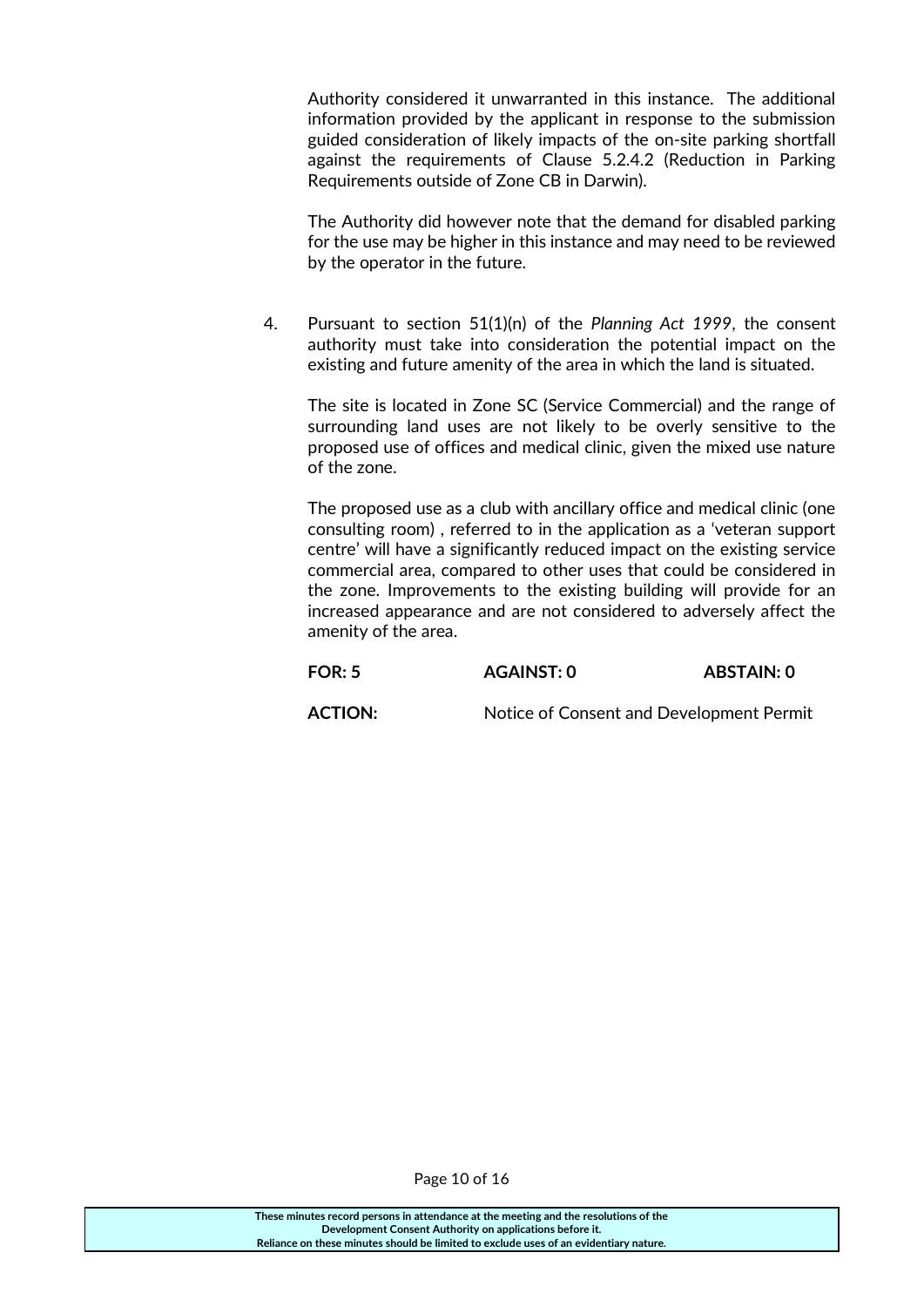Authority considered it unwarranted in this instance. The additional information provided by the applicant in response to the submission guided consideration of likely impacts of the on-site parking shortfall against the requirements of Clause 5.2.4.2 (Reduction in Parking Requirements outside of Zone CB in Darwin).

The Authority did however note that the demand for disabled parking for the use may be higher in this instance and may need to be reviewed by the operator in the future.

4. Pursuant to section 51(1)(n) of the *Planning Act 1999*, the consent authority must take into consideration the potential impact on the existing and future amenity of the area in which the land is situated.

   The site is located in Zone SC (Service Commercial) and the range of surrounding land uses are not likely to be overly sensitive to the proposed use of offices and medical clinic, given the mixed use nature of the zone.

   The proposed use as a club with ancillary office and medical clinic (one consulting room) , referred to in the application as a 'veteran support centre' will have a significantly reduced impact on the existing service commercial area, compared to other uses that could be considered in the zone. Improvements to the existing building will provide for an increased appearance and are not considered to adversely affect the amenity of the area.

**FOR: 5** **AGAINST: 0** **ABSTAIN: 0**

**ACTION:** Notice of Consent and Development Permit

These minutes record persons in attendance at the meeting and the resolutions of the Development Consent Authority on applications before it.
Reliance on these minutes should be limited to exclude uses of an evidentiary nature.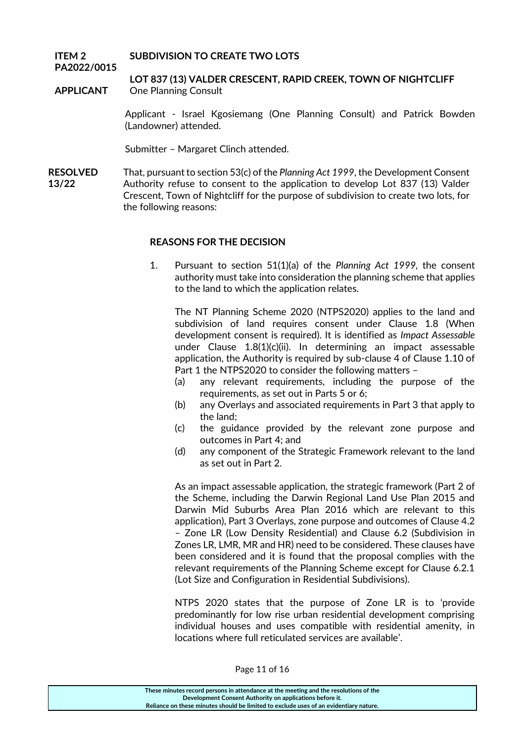**ITEM 2** **SUBDIVISION TO CREATE TWO LOTS**
**PA2022/0015** **LOT 837 (13) VALDER CRESCENT, RAPID CREEK, TOWN OF NIGHTCLIFF**
**APPLICANT** One Planning Consult

Applicant - Israel Kgosiemang (One Planning Consult) and Patrick Bowden (Landowner) attended.

Submitter – Margaret Clinch attended.

**RESOLVED 13/22** That, pursuant to section 53(c) of the *Planning Act 1999*, the Development Consent Authority refuse to consent to the application to develop Lot 837 (13) Valder Crescent, Town of Nightcliff for the purpose of subdivision to create two lots, for the following reasons:

**REASONS FOR THE DECISION**

1. Pursuant to section 51(1)(a) of the *Planning Act 1999*, the consent authority must take into consideration the planning scheme that applies to the land to which the application relates.

   The NT Planning Scheme 2020 (NTPS2020) applies to the land and subdivision of land requires consent under Clause 1.8 (When development consent is required). It is identified as *Impact Assessable* under Clause 1.8(1)(c)(ii). In determining an impact assessable application, the Authority is required by sub-clause 4 of Clause 1.10 of Part 1 the NTPS2020 to consider the following matters –

   (a) any relevant requirements, including the purpose of the requirements, as set out in Parts 5 or 6;
   (b) any Overlays and associated requirements in Part 3 that apply to the land;
   (c) the guidance provided by the relevant zone purpose and outcomes in Part 4; and
   (d) any component of the Strategic Framework relevant to the land as set out in Part 2.

   As an impact assessable application, the strategic framework (Part 2 of the Scheme, including the Darwin Regional Land Use Plan 2015 and Darwin Mid Suburbs Area Plan 2016 which are relevant to this application), Part 3 Overlays, zone purpose and outcomes of Clause 4.2 – Zone LR (Low Density Residential) and Clause 6.2 (Subdivision in Zones LR, LMR, MR and HR) need to be considered. These clauses have been considered and it is found that the proposal complies with the relevant requirements of the Planning Scheme except for Clause 6.2.1 (Lot Size and Configuration in Residential Subdivisions).

   NTPS 2020 states that the purpose of Zone LR is to 'provide predominantly for low rise urban residential development comprising individual houses and uses compatible with residential amenity, in locations where full reticulated services are available'.

These minutes record persons in attendance at the meeting and the resolutions of the Development Consent Authority on applications before it.
Reliance on these minutes should be limited to exclude uses of an evidentiary nature.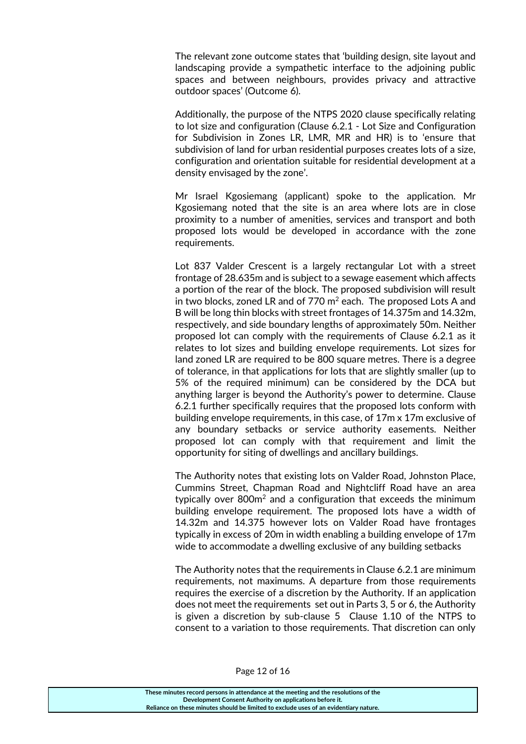The relevant zone outcome states that 'building design, site layout and landscaping provide a sympathetic interface to the adjoining public spaces and between neighbours, provides privacy and attractive outdoor spaces' (Outcome 6).

Additionally, the purpose of the NTPS 2020 clause specifically relating to lot size and configuration (Clause 6.2.1 - Lot Size and Configuration for Subdivision in Zones LR, LMR, MR and HR) is to 'ensure that subdivision of land for urban residential purposes creates lots of a size, configuration and orientation suitable for residential development at a density envisaged by the zone'.

Mr Israel Kgosiemang (applicant) spoke to the application. Mr Kgosiemang noted that the site is an area where lots are in close proximity to a number of amenities, services and transport and both proposed lots would be developed in accordance with the zone requirements.

Lot 837 Valder Crescent is a largely rectangular Lot with a street frontage of 28.635m and is subject to a sewage easement which affects a portion of the rear of the block. The proposed subdivision will result in two blocks, zoned LR and of 770 $m^2$ each. The proposed Lots A and B will be long thin blocks with street frontages of 14.375m and 14.32m, respectively, and side boundary lengths of approximately 50m. Neither proposed lot can comply with the requirements of Clause 6.2.1 as it relates to lot sizes and building envelope requirements. Lot sizes for land zoned LR are required to be 800 square metres. There is a degree of tolerance, in that applications for lots that are slightly smaller (up to 5% of the required minimum) can be considered by the DCA but anything larger is beyond the Authority's power to determine. Clause 6.2.1 further specifically requires that the proposed lots conform with building envelope requirements, in this case, of 17m x 17m exclusive of any boundary setbacks or service authority easements. Neither proposed lot can comply with that requirement and limit the opportunity for siting of dwellings and ancillary buildings.

The Authority notes that existing lots on Valder Road, Johnston Place, Cummins Street, Chapman Road and Nightcliff Road have an area typically over 800$m^2$ and a configuration that exceeds the minimum building envelope requirement. The proposed lots have a width of 14.32m and 14.375 however lots on Valder Road have frontages typically in excess of 20m in width enabling a building envelope of 17m wide to accommodate a dwelling exclusive of any building setbacks

The Authority notes that the requirements in Clause 6.2.1 are minimum requirements, not maximums. A departure from those requirements requires the exercise of a discretion by the Authority. If an application does not meet the requirements set out in Parts 3, 5 or 6, the Authority is given a discretion by sub-clause 5 Clause 1.10 of the NTPS to consent to a variation to those requirements. That discretion can only

These minutes record persons in attendance at the meeting and the resolutions of the Development Consent Authority on applications before it.
Reliance on these minutes should be limited to exclude uses of an evidentiary nature.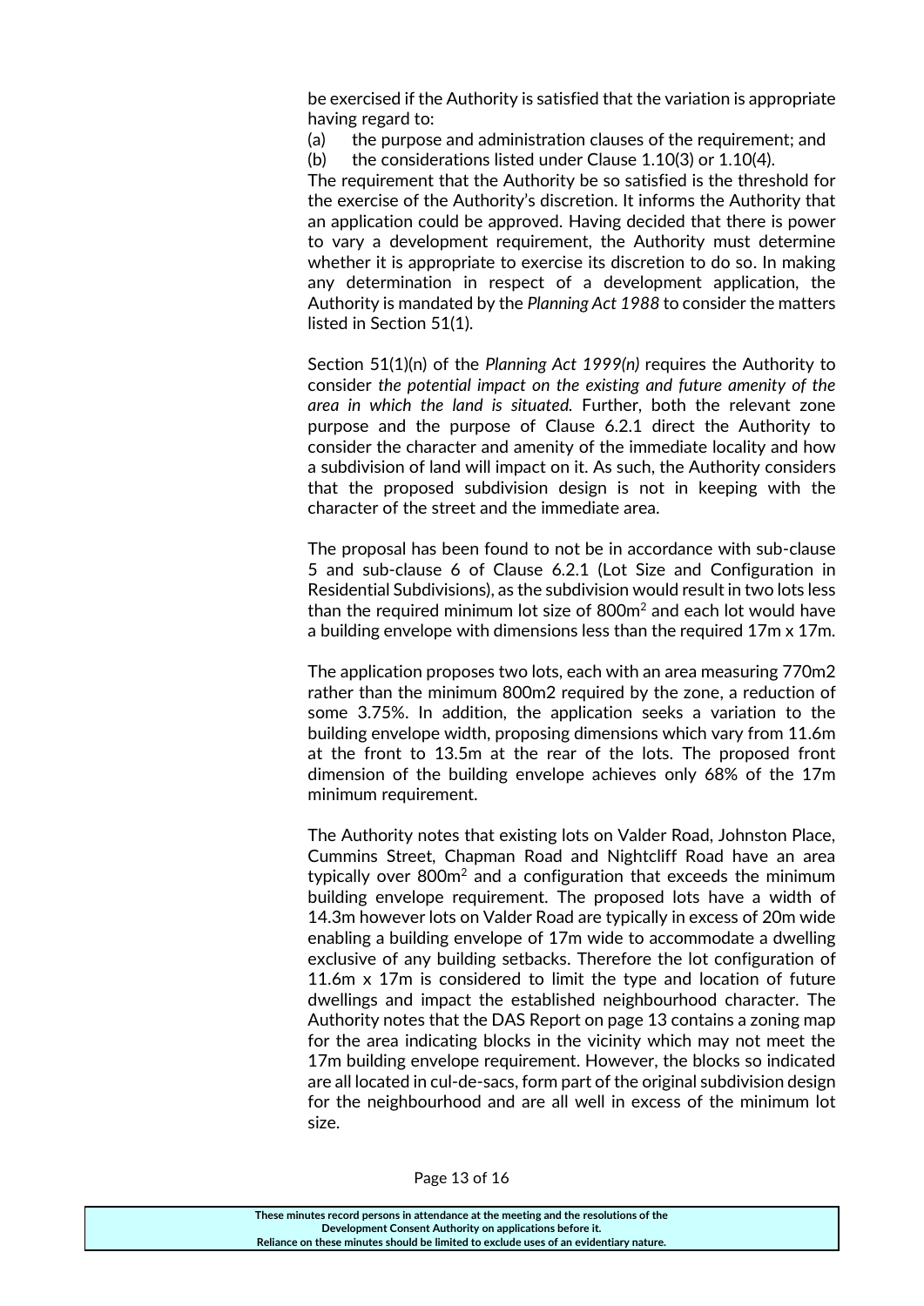be exercised if the Authority is satisfied that the variation is appropriate having regard to:

(a) the purpose and administration clauses of the requirement; and

(b) the considerations listed under Clause 1.10(3) or 1.10(4).

The requirement that the Authority be so satisfied is the threshold for the exercise of the Authority's discretion. It informs the Authority that an application could be approved. Having decided that there is power to vary a development requirement, the Authority must determine whether it is appropriate to exercise its discretion to do so. In making any determination in respect of a development application, the Authority is mandated by the *Planning Act 1988* to consider the matters listed in Section 51(1).

Section 51(1)(n) of the *Planning Act 1999(n)* requires the Authority to consider *the potential impact on the existing and future amenity of the area in which the land is situated.* Further, both the relevant zone purpose and the purpose of Clause 6.2.1 direct the Authority to consider the character and amenity of the immediate locality and how a subdivision of land will impact on it. As such, the Authority considers that the proposed subdivision design is not in keeping with the character of the street and the immediate area.

The proposal has been found to not be in accordance with sub-clause 5 and sub-clause 6 of Clause 6.2.1 (Lot Size and Configuration in Residential Subdivisions), as the subdivision would result in two lots less than the required minimum lot size of 800m$^2$ and each lot would have a building envelope with dimensions less than the required 17m x 17m.

The application proposes two lots, each with an area measuring 770m2 rather than the minimum 800m2 required by the zone, a reduction of some 3.75%. In addition, the application seeks a variation to the building envelope width, proposing dimensions which vary from 11.6m at the front to 13.5m at the rear of the lots. The proposed front dimension of the building envelope achieves only 68% of the 17m minimum requirement.

The Authority notes that existing lots on Valder Road, Johnston Place, Cummins Street, Chapman Road and Nightcliff Road have an area typically over 800m$^2$ and a configuration that exceeds the minimum building envelope requirement. The proposed lots have a width of 14.3m however lots on Valder Road are typically in excess of 20m wide enabling a building envelope of 17m wide to accommodate a dwelling exclusive of any building setbacks. Therefore the lot configuration of 11.6m x 17m is considered to limit the type and location of future dwellings and impact the established neighbourhood character. The Authority notes that the DAS Report on page 13 contains a zoning map for the area indicating blocks in the vicinity which may not meet the 17m building envelope requirement. However, the blocks so indicated are all located in cul-de-sacs, form part of the original subdivision design for the neighbourhood and are all well in excess of the minimum lot size.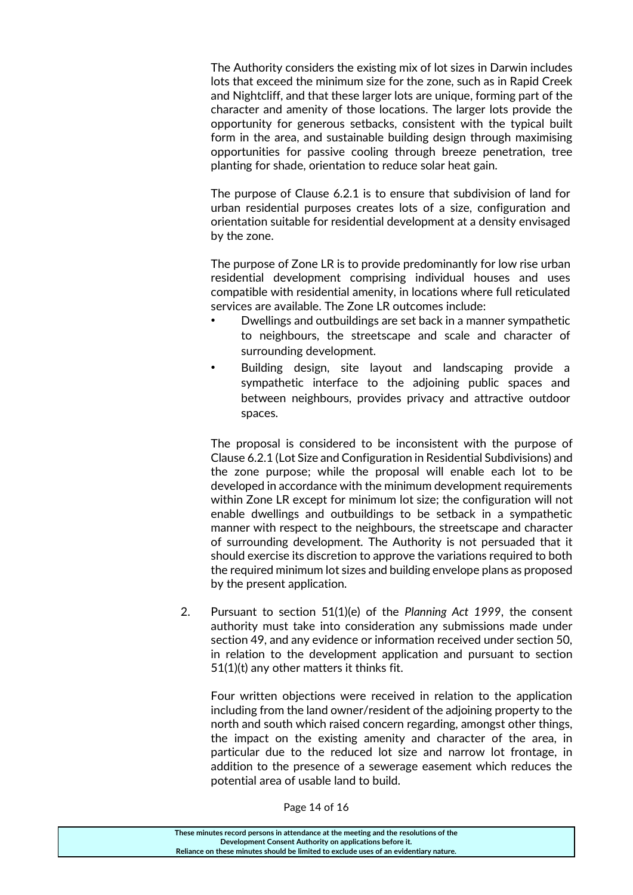The Authority considers the existing mix of lot sizes in Darwin includes lots that exceed the minimum size for the zone, such as in Rapid Creek and Nightcliff, and that these larger lots are unique, forming part of the character and amenity of those locations. The larger lots provide the opportunity for generous setbacks, consistent with the typical built form in the area, and sustainable building design through maximising opportunities for passive cooling through breeze penetration, tree planting for shade, orientation to reduce solar heat gain.

The purpose of Clause 6.2.1 is to ensure that subdivision of land for urban residential purposes creates lots of a size, configuration and orientation suitable for residential development at a density envisaged by the zone.

The purpose of Zone LR is to provide predominantly for low rise urban residential development comprising individual houses and uses compatible with residential amenity, in locations where full reticulated services are available. The Zone LR outcomes include:

- Dwellings and outbuildings are set back in a manner sympathetic to neighbours, the streetscape and scale and character of surrounding development.
- Building design, site layout and landscaping provide a sympathetic interface to the adjoining public spaces and between neighbours, provides privacy and attractive outdoor spaces.

The proposal is considered to be inconsistent with the purpose of Clause 6.2.1 (Lot Size and Configuration in Residential Subdivisions) and the zone purpose; while the proposal will enable each lot to be developed in accordance with the minimum development requirements within Zone LR except for minimum lot size; the configuration will not enable dwellings and outbuildings to be setback in a sympathetic manner with respect to the neighbours, the streetscape and character of surrounding development. The Authority is not persuaded that it should exercise its discretion to approve the variations required to both the required minimum lot sizes and building envelope plans as proposed by the present application.

2. Pursuant to section 51(1)(e) of the *Planning Act 1999*, the consent authority must take into consideration any submissions made under section 49, and any evidence or information received under section 50, in relation to the development application and pursuant to section 51(1)(t) any other matters it thinks fit.

   Four written objections were received in relation to the application including from the land owner/resident of the adjoining property to the north and south which raised concern regarding, amongst other things, the impact on the existing amenity and character of the area, in particular due to the reduced lot size and narrow lot frontage, in addition to the presence of a sewerage easement which reduces the potential area of usable land to build.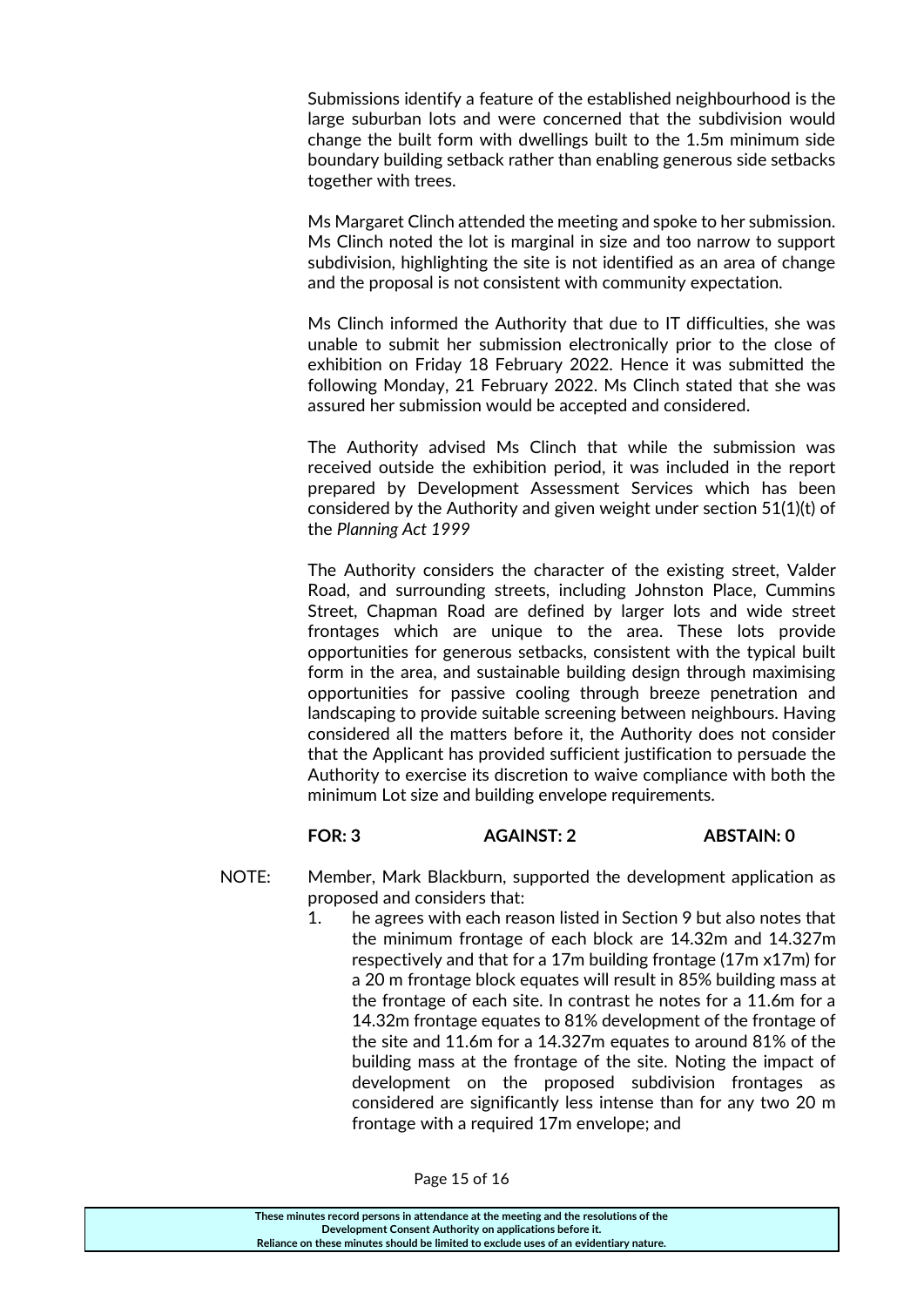Submissions identify a feature of the established neighbourhood is the large suburban lots and were concerned that the subdivision would change the built form with dwellings built to the 1.5m minimum side boundary building setback rather than enabling generous side setbacks together with trees.

Ms Margaret Clinch attended the meeting and spoke to her submission. Ms Clinch noted the lot is marginal in size and too narrow to support subdivision, highlighting the site is not identified as an area of change and the proposal is not consistent with community expectation.

Ms Clinch informed the Authority that due to IT difficulties, she was unable to submit her submission electronically prior to the close of exhibition on Friday 18 February 2022. Hence it was submitted the following Monday, 21 February 2022. Ms Clinch stated that she was assured her submission would be accepted and considered.

The Authority advised Ms Clinch that while the submission was received outside the exhibition period, it was included in the report prepared by Development Assessment Services which has been considered by the Authority and given weight under section 51(1)(t) of the *Planning Act 1999*

The Authority considers the character of the existing street, Valder Road, and surrounding streets, including Johnston Place, Cummins Street, Chapman Road are defined by larger lots and wide street frontages which are unique to the area. These lots provide opportunities for generous setbacks, consistent with the typical built form in the area, and sustainable building design through maximising opportunities for passive cooling through breeze penetration and landscaping to provide suitable screening between neighbours. Having considered all the matters before it, the Authority does not consider that the Applicant has provided sufficient justification to persuade the Authority to exercise its discretion to waive compliance with both the minimum Lot size and building envelope requirements.

**FOR: 3** **AGAINST: 2** **ABSTAIN: 0**

NOTE: Member, Mark Blackburn, supported the development application as proposed and considers that:

1. he agrees with each reason listed in Section 9 but also notes that the minimum frontage of each block are 14.32m and 14.327m respectively and that for a 17m building frontage (17m x17m) for a 20 m frontage block equates will result in 85% building mass at the frontage of each site. In contrast he notes for a 11.6m for a 14.32m frontage equates to 81% development of the frontage of the site and 11.6m for a 14.327m equates to around 81% of the building mass at the frontage of the site. Noting the impact of development on the proposed subdivision frontages as considered are significantly less intense than for any two 20 m frontage with a required 17m envelope; and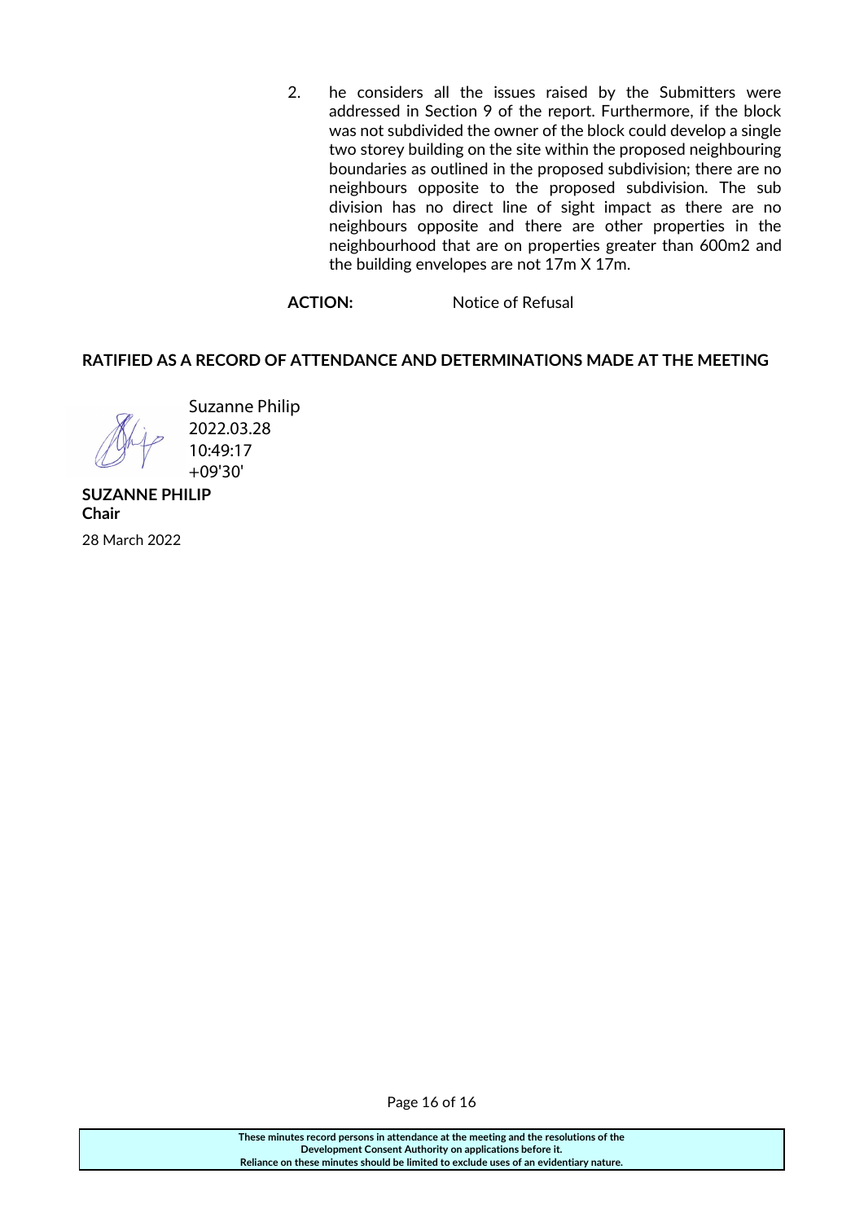2. he considers all the issues raised by the Submitters were addressed in Section 9 of the report. Furthermore, if the block was not subdivided the owner of the block could develop a single two storey building on the site within the proposed neighbouring boundaries as outlined in the proposed subdivision; there are no neighbours opposite to the proposed subdivision. The sub division has no direct line of sight impact as there are no neighbours opposite and there are other properties in the neighbourhood that are on properties greater than 600m2 and the building envelopes are not 17m X 17m.

**ACTION:** Notice of Refusal

**RATIFIED AS A RECORD OF ATTENDANCE AND DETERMINATIONS MADE AT THE MEETING**

Suzanne Philip
2022.03.28
10:49:17
+09'30'

**SUZANNE PHILIP**
**Chair**

28 March 2022

**These minutes record persons in attendance at the meeting and the resolutions of the Development Consent Authority on applications before it. Reliance on these minutes should be limited to exclude uses of an evidentiary nature.**